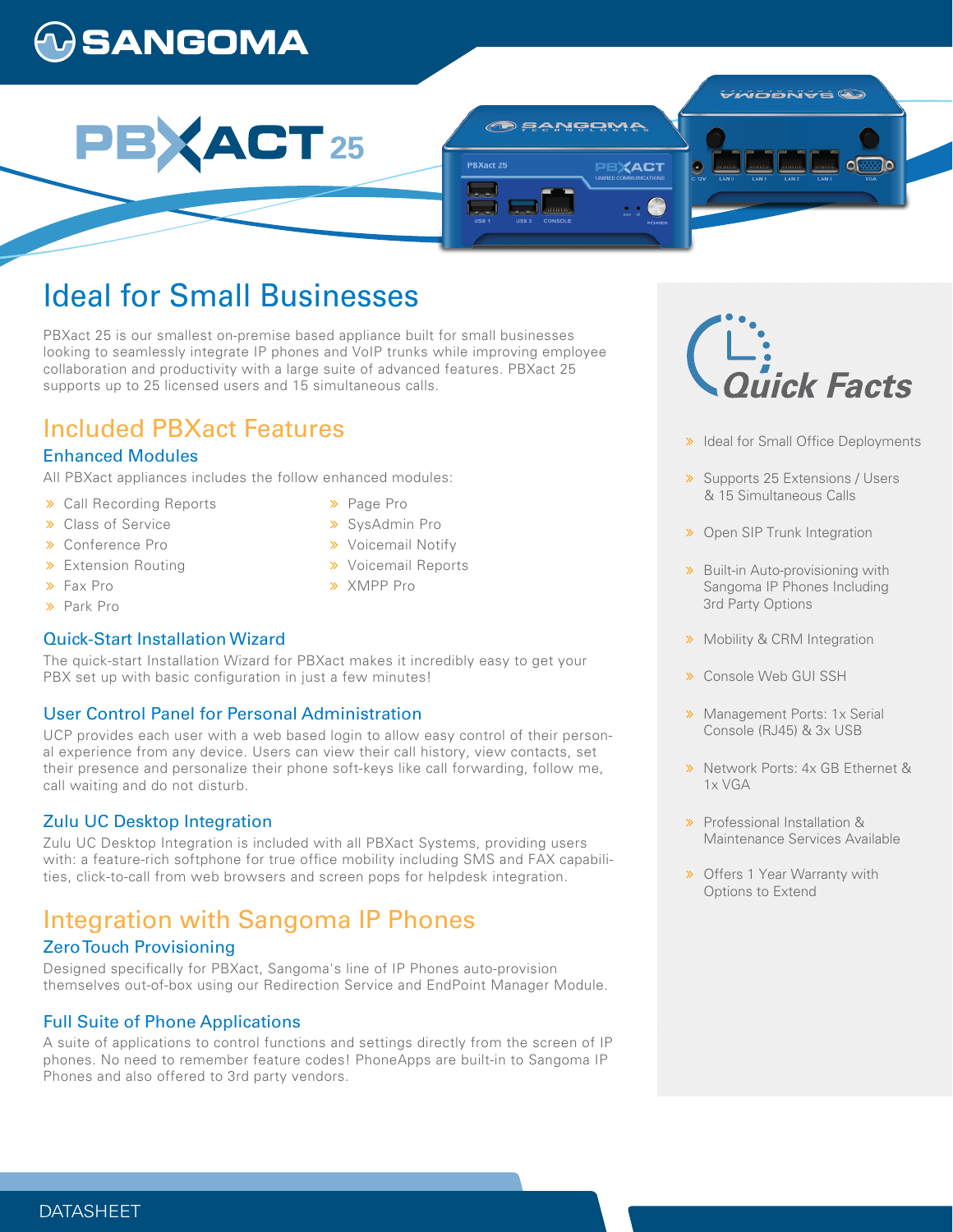# PBXACT 25

## Ideal for Small Businesses

PBXact 25 is our smallest on-premise based appliance built for small businesses looking to seamlessly integrate IP phones and VoIP trunks while improving employee collaboration and productivity with a large suite of advanced features. PBXact 25 supports up to 25 licensed users and 15 simultaneous calls.

## Included PBXact Features

### Enhanced Modules

All PBXact appliances includes the follow enhanced modules:

- Call Recording Reports
- Class of Service
- Conference Pro
- Extension Routing
- Fax Pro
- Park Pro
- Page Pro
- SysAdmin Pro
- Voicemail Notify
- Voicemail Reports
- XMPP Pro

### Quick-Start Installation Wizard

The quick-start Installation Wizard for PBXact makes it incredibly easy to get your PBX set up with basic configuration in just a few minutes!

### User Control Panel for Personal Administration

UCP provides each user with a web based login to allow easy control of their personal experience from any device. Users can view their call history, view contacts, set their presence and personalize their phone soft-keys like call forwarding, follow me, call waiting and do not disturb.

### Zulu UC Desktop Integration

Zulu UC Desktop Integration is included with all PBXact Systems, providing users with: a feature-rich softphone for true office mobility including SMS and FAX capabilities, click-to-call from web browsers and screen pops for helpdesk integration.

## Integration with Sangoma IP Phones

### Zero Touch Provisioning

Designed specifically for PBXact, Sangoma's line of IP Phones auto-provision themselves out-of-box using our Redirection Service and EndPoint Manager Module.

### Full Suite of Phone Applications

A suite of applications to control functions and settings directly from the screen of IP phones. No need to remember feature codes! PhoneApps are built-in to Sangoma IP Phones and also offered to 3rd party vendors.

## Quick Facts

- Ideal for Small Office Deployments
- Supports 25 Extensions / Users & 15 Simultaneous Calls
- Open SIP Trunk Integration
- Built-in Auto-provisioning with Sangoma IP Phones Including 3rd Party Options
- Mobility & CRM Integration
- Console Web GUI SSH
- Management Ports: 1x Serial Console (RJ45) & 3x USB
- Network Ports: 4x GB Ethernet & 1x VGA
- Professional Installation & Maintenance Services Available
- Offers 1 Year Warranty with Options to Extend

DATASHEET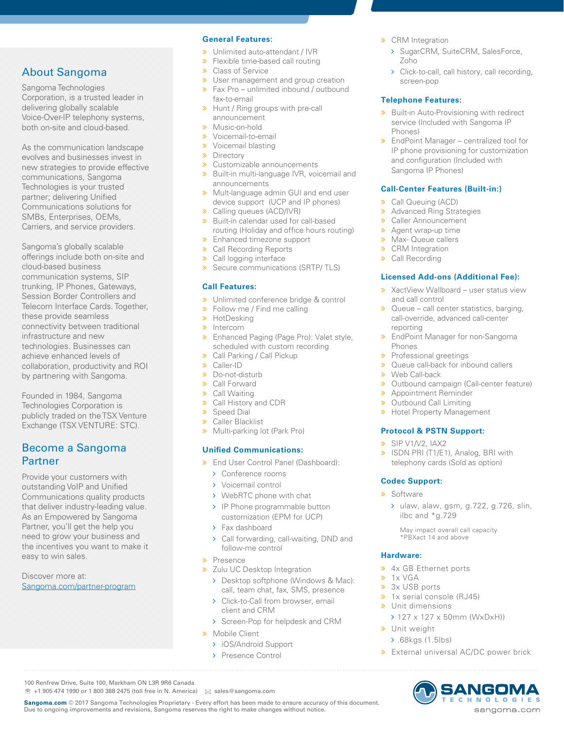## About Sangoma

Sangoma Technologies Corporation, is a trusted leader in delivering globally scalable Voice-Over-IP telephony systems, both on-site and cloud-based.

As the communication landscape evolves and businesses invest in new strategies to provide effective communications, Sangoma Technologies is your trusted partner; delivering Unified Communications solutions for SMBs, Enterprises, OEMs, Carriers, and service providers.

Sangoma's globally scalable offerings include both on-site and cloud-based business communication systems, SIP trunking, IP Phones, Gateways, Session Border Controllers and Telecom Interface Cards. Together, these provide seamless connectivity between traditional infrastructure and new technologies. Businesses can achieve enhanced levels of collaboration, productivity and ROI by partnering with Sangoma.

Founded in 1984, Sangoma Technologies Corporation is publicly traded on the TSX Venture Exchange (TSX VENTURE: STC).

## Become a Sangoma Partner

Provide your customers with outstanding VoIP and Unified Communications quality products that deliver industry-leading value. As an Empowered by Sangoma Partner, you'll get the help you need to grow your business and the incentives you want to make it easy to win sales.

Discover more at:
Sangoma.com/partner-program

### General Features:

- Unlimited auto-attendant / IVR
- Flexible time-based call routing
- Class of Service
- User management and group creation
- Fax Pro – unlimited inbound / outbound fax-to-email
- Hunt / Ring groups with pre-call announcement
- Music-on-hold
- Voicemail-to-email
- Voicemail blasting
- Directory
- Customizable announcements
- Built-in multi-language IVR, voicemail and announcements
- Mult-language admin GUI and end user device support (UCP and IP phones)
- Calling queues (ACD/IVR)
- Built-in calendar used for call-based routing (Holiday and office hours routing)
- Enhanced timezone support
- Call Recording Reports
- Call logging interface
- Secure communications (SRTP/ TLS)

### Call Features:

- Unlimited conference bridge & control
- Follow me / Find me calling
- HotDesking
- Intercom
- Enhanced Paging (Page Pro): Valet style, scheduled with custom recording
- Call Parking / Call Pickup
- Caller-ID
- Do-not-disturb
- Call Forward
- Call Waiting
- Call History and CDR
- Speed Dial
- Caller Blacklist
- Multi-parking lot (Park Pro)

### Unified Communications:

- End User Control Panel (Dashboard):
  - Conference rooms
  - Voicemail control
  - WebRTC phone with chat
  - IP Phone programmable button customization (EPM for UCP)
  - Fax dashboard
  - Call forwarding, call-waiting, DND and follow-me control
- Presence
- Zulu UC Desktop Integration
  - Desktop softphone (Windows & Mac): call, team chat, fax, SMS, presence
  - Click-to-Call from browser, email client and CRM
  - Screen-Pop for helpdesk and CRM
- Mobile Client
  - iOS/Android Support
  - Presence Control
- CRM Integration
  - SugarCRM, SuiteCRM, SalesForce, Zoho
  - Click-to-call, call history, call recording, screen-pop

### Telephone Features:

- Built-in Auto-Provisioning with redirect service (Included with Sangoma IP Phones)
- EndPoint Manager – centralized tool for IP phone provisioning for customization and configuration (Included with Sangoma IP Phones)

### Call-Center Features (Built-in:)

- Call Queuing (ACD)
- Advanced Ring Strategies
- Caller Announcement
- Agent wrap-up time
- Max- Queue callers
- CRM Integration
- Call Recording

### Licensed Add-ons (Additional Fee):

- XactView Wallboard – user status view and call control
- Queue – call center statistics, barging, call-override, advanced call-center reporting
- EndPoint Manager for non-Sangoma Phones
- Professional greetings
- Queue call-back for inbound callers
- Web Call-back
- Outbound campaign (Call-center feature)
- Appointment Reminder
- Outbound Call Limiting
- Hotel Property Management

### Protocol & PSTN Support:

- SIP V1/V2, IAX2
- ISDN PRI (T1/E1), Analog, BRI with telephony cards (Sold as option)

### Codec Support:

- Software
  - ulaw, alaw, gsm, g.722, g.726, slin, ilbc and *g.729

May impact overall call capacity
*PBXact 14 and above

### Hardware:

- 4x GB Ethernet ports
- 1x VGA
- 3x USB ports
- 1x serial console (RJ45)
- Unit dimensions
  - 127 x 127 x 50mm (WxDxH))
- Unit weight
  - .68kgs (1.5lbs)
- External universal AC/DC power brick

100 Renfrew Drive, Suite 100, Markham ON L3R 9R6 Canada
+1 905 474 1990 or 1 800 388 2475 (toll free in N. America) sales@sangoma.com

**Sangoma.com** © 2017 Sangoma Technologies Proprietary - Every effort has been made to ensure accuracy of this document. Due to ongoing improvements and revisions, Sangoma reserves the right to make changes without notice.

SANGOMA TECHNOLOGIES
sangoma.com